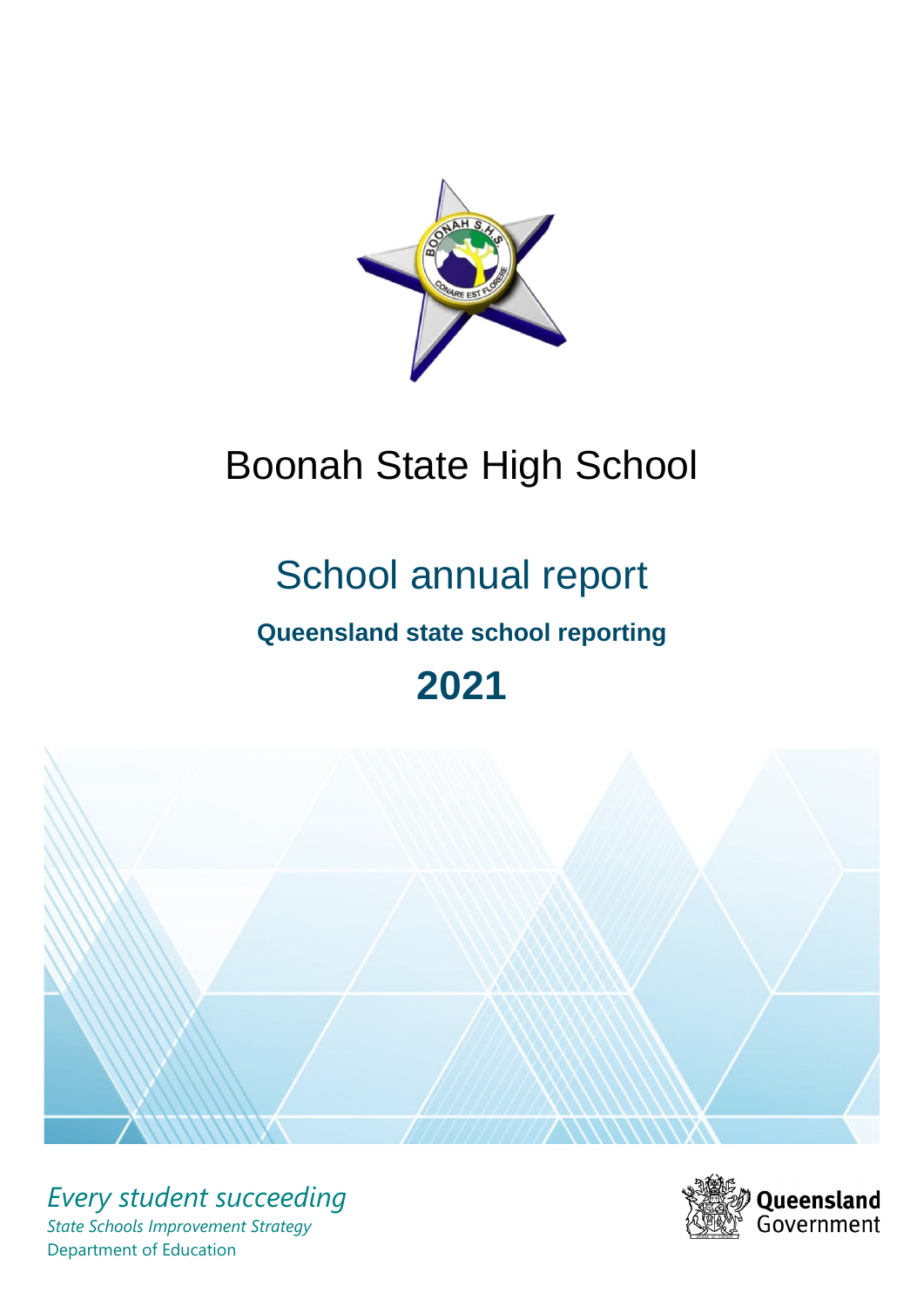# Boonah State High School

## School annual report

### Queensland state school reporting

## 2021

*Every student succeeding*

*State Schools Improvement Strategy*

Department of Education

Queensland Government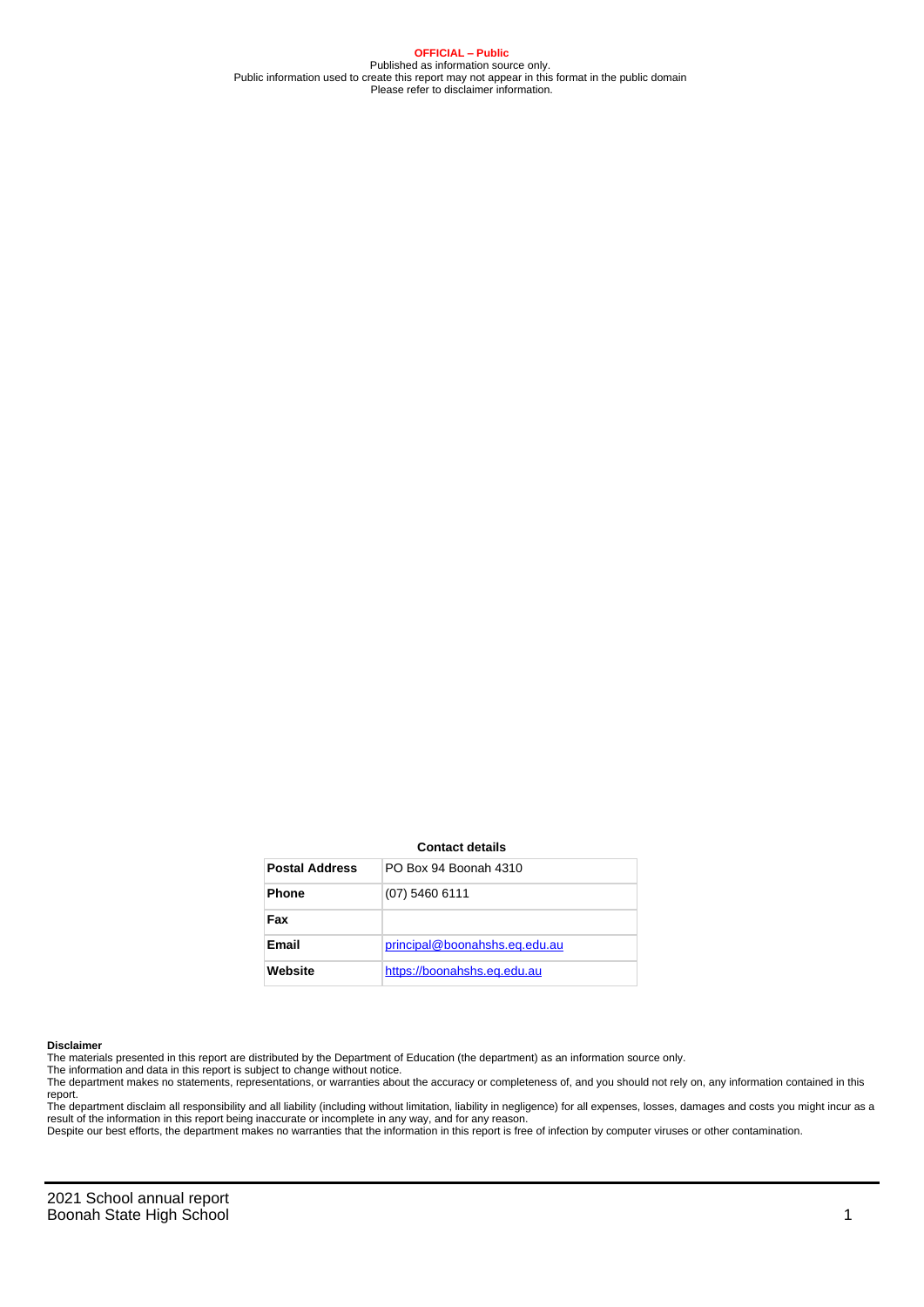**OFFICIAL – Public**
Published as information source only.
Public information used to create this report may not appear in this format in the public domain
Please refer to disclaimer information.

**Contact details**

| Postal Address | PO Box 94 Boonah 4310 |
|---|---|
| Phone | (07) 5460 6111 |
| Fax | |
| Email | principal@boonahshs.eq.edu.au |
| Website | https://boonahshs.eq.edu.au |

**Disclaimer**

The materials presented in this report are distributed by the Department of Education (the department) as an information source only.

The information and data in this report is subject to change without notice.

The department makes no statements, representations, or warranties about the accuracy or completeness of, and you should not rely on, any information contained in this report.

The department disclaim all responsibility and all liability (including without limitation, liability in negligence) for all expenses, losses, damages and costs you might incur as a result of the information in this report being inaccurate or incomplete in any way, and for any reason.

Despite our best efforts, the department makes no warranties that the information in this report is free of infection by computer viruses or other contamination.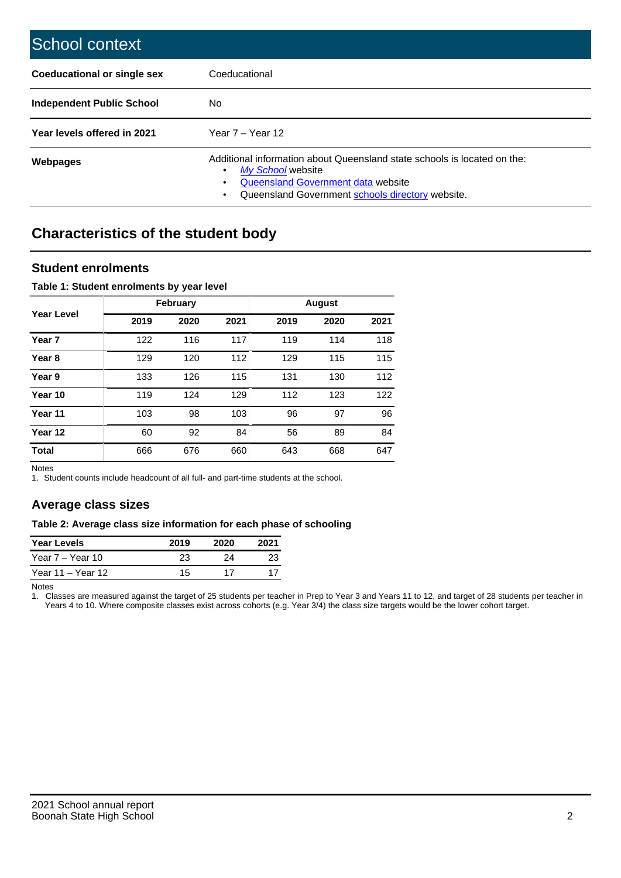# School context

| Coeducational or single sex | Coeducational |
|---|---|
| Independent Public School | No |
| Year levels offered in 2021 | Year 7 – Year 12 |
| Webpages | Additional information about Queensland state schools is located on the:<br>• *My School* website<br>• Queensland Government data website<br>• Queensland Government schools directory website. |

## Characteristics of the student body

### Student enrolments

**Table 1: Student enrolments by year level**

| Year Level | February | | | August | | |
|---|---|---|---|---|---|---|
| | 2019 | 2020 | 2021 | 2019 | 2020 | 2021 |
| Year 7 | 122 | 116 | 117 | 119 | 114 | 118 |
| Year 8 | 129 | 120 | 112 | 129 | 115 | 115 |
| Year 9 | 133 | 126 | 115 | 131 | 130 | 112 |
| Year 10 | 119 | 124 | 129 | 112 | 123 | 122 |
| Year 11 | 103 | 98 | 103 | 96 | 97 | 96 |
| Year 12 | 60 | 92 | 84 | 56 | 89 | 84 |
| **Total** | 666 | 676 | 660 | 643 | 668 | 647 |

Notes
1. Student counts include headcount of all full- and part-time students at the school.

### Average class sizes

**Table 2: Average class size information for each phase of schooling**

| Year Levels | 2019 | 2020 | 2021 |
|---|---|---|---|
| Year 7 – Year 10 | 23 | 24 | 23 |
| Year 11 – Year 12 | 15 | 17 | 17 |

Notes
1. Classes are measured against the target of 25 students per teacher in Prep to Year 3 and Years 11 to 12, and target of 28 students per teacher in Years 4 to 10. Where composite classes exist across cohorts (e.g. Year 3/4) the class size targets would be the lower cohort target.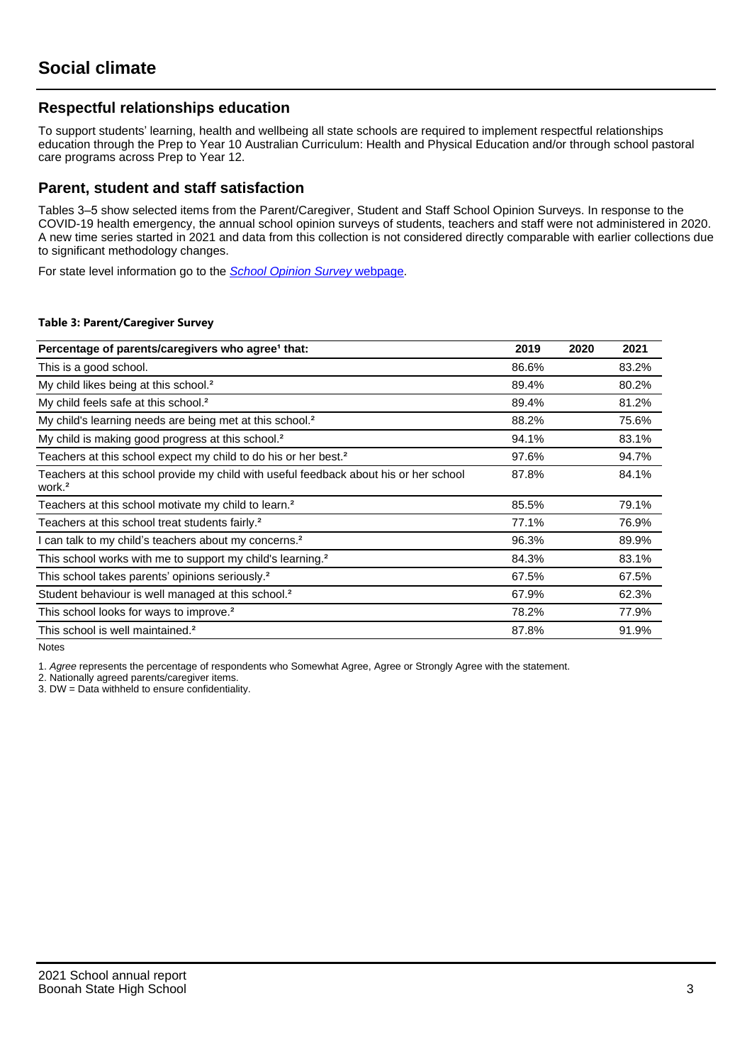# Social climate

## Respectful relationships education

To support students' learning, health and wellbeing all state schools are required to implement respectful relationships education through the Prep to Year 10 Australian Curriculum: Health and Physical Education and/or through school pastoral care programs across Prep to Year 12.

## Parent, student and staff satisfaction

Tables 3–5 show selected items from the Parent/Caregiver, Student and Staff School Opinion Surveys. In response to the COVID-19 health emergency, the annual school opinion surveys of students, teachers and staff were not administered in 2020. A new time series started in 2021 and data from this collection is not considered directly comparable with earlier collections due to significant methodology changes.

For state level information go to the *School Opinion Survey* webpage.

**Table 3: Parent/Caregiver Survey**

| Percentage of parents/caregivers who agree[1] that: | 2019 | 2020 | 2021 |
|---|---|---|---|
| This is a good school. | 86.6% | | 83.2% |
| My child likes being at this school.[2] | 89.4% | | 80.2% |
| My child feels safe at this school.[2] | 89.4% | | 81.2% |
| My child's learning needs are being met at this school.[2] | 88.2% | | 75.6% |
| My child is making good progress at this school.[2] | 94.1% | | 83.1% |
| Teachers at this school expect my child to do his or her best.[2] | 97.6% | | 94.7% |
| Teachers at this school provide my child with useful feedback about his or her school work.[2] | 87.8% | | 84.1% |
| Teachers at this school motivate my child to learn.[2] | 85.5% | | 79.1% |
| Teachers at this school treat students fairly.[2] | 77.1% | | 76.9% |
| I can talk to my child's teachers about my concerns.[2] | 96.3% | | 89.9% |
| This school works with me to support my child's learning.[2] | 84.3% | | 83.1% |
| This school takes parents' opinions seriously.[2] | 67.5% | | 67.5% |
| Student behaviour is well managed at this school.[2] | 67.9% | | 62.3% |
| This school looks for ways to improve.[2] | 78.2% | | 77.9% |
| This school is well maintained.[2] | 87.8% | | 91.9% |

Notes

1. *Agree* represents the percentage of respondents who Somewhat Agree, Agree or Strongly Agree with the statement.
2. Nationally agreed parents/caregiver items.
3. DW = Data withheld to ensure confidentiality.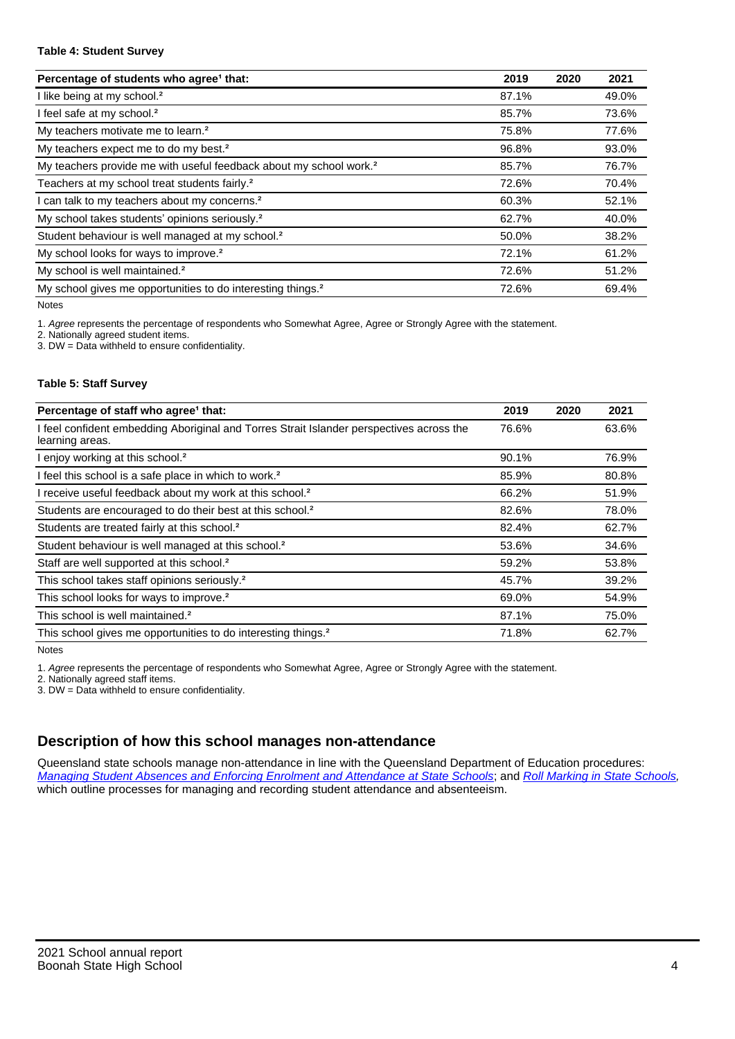**Table 4: Student Survey**

| Percentage of students who agree[1] that: | 2019 | 2020 | 2021 |
|---|---|---|---|
| I like being at my school.[2] | 87.1% | | 49.0% |
| I feel safe at my school.[2] | 85.7% | | 73.6% |
| My teachers motivate me to learn.[2] | 75.8% | | 77.6% |
| My teachers expect me to do my best.[2] | 96.8% | | 93.0% |
| My teachers provide me with useful feedback about my school work.[2] | 85.7% | | 76.7% |
| Teachers at my school treat students fairly.[2] | 72.6% | | 70.4% |
| I can talk to my teachers about my concerns.[2] | 60.3% | | 52.1% |
| My school takes students' opinions seriously.[2] | 62.7% | | 40.0% |
| Student behaviour is well managed at my school.[2] | 50.0% | | 38.2% |
| My school looks for ways to improve.[2] | 72.1% | | 61.2% |
| My school is well maintained.[2] | 72.6% | | 51.2% |
| My school gives me opportunities to do interesting things.[2] | 72.6% | | 69.4% |

Notes

1. *Agree* represents the percentage of respondents who Somewhat Agree, Agree or Strongly Agree with the statement.
2. Nationally agreed student items.
3. DW = Data withheld to ensure confidentiality.

**Table 5: Staff Survey**

| Percentage of staff who agree[1] that: | 2019 | 2020 | 2021 |
|---|---|---|---|
| I feel confident embedding Aboriginal and Torres Strait Islander perspectives across the learning areas. | 76.6% | | 63.6% |
| I enjoy working at this school.[2] | 90.1% | | 76.9% |
| I feel this school is a safe place in which to work.[2] | 85.9% | | 80.8% |
| I receive useful feedback about my work at this school.[2] | 66.2% | | 51.9% |
| Students are encouraged to do their best at this school.[2] | 82.6% | | 78.0% |
| Students are treated fairly at this school.[2] | 82.4% | | 62.7% |
| Student behaviour is well managed at this school.[2] | 53.6% | | 34.6% |
| Staff are well supported at this school.[2] | 59.2% | | 53.8% |
| This school takes staff opinions seriously.[2] | 45.7% | | 39.2% |
| This school looks for ways to improve.[2] | 69.0% | | 54.9% |
| This school is well maintained.[2] | 87.1% | | 75.0% |
| This school gives me opportunities to do interesting things.[2] | 71.8% | | 62.7% |

Notes

1. *Agree* represents the percentage of respondents who Somewhat Agree, Agree or Strongly Agree with the statement.
2. Nationally agreed staff items.
3. DW = Data withheld to ensure confidentiality.

## Description of how this school manages non-attendance

Queensland state schools manage non-attendance in line with the Queensland Department of Education procedures: *Managing Student Absences and Enforcing Enrolment and Attendance at State Schools*; and *Roll Marking in State Schools*, which outline processes for managing and recording student attendance and absenteeism.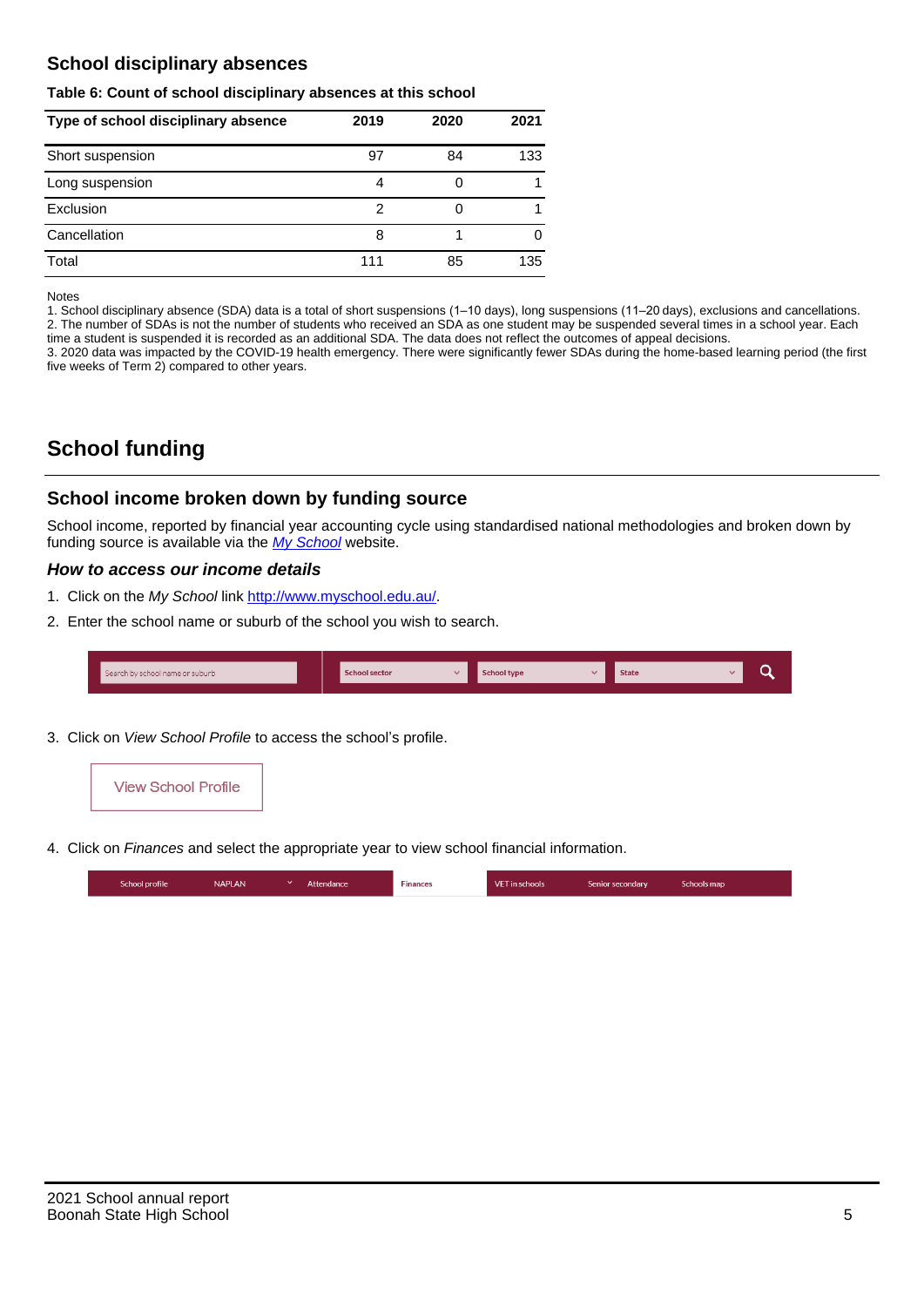## School disciplinary absences

**Table 6: Count of school disciplinary absences at this school**

| Type of school disciplinary absence | 2019 | 2020 | 2021 |
|---|---|---|---|
| Short suspension | 97 | 84 | 133 |
| Long suspension | 4 | 0 | 1 |
| Exclusion | 2 | 0 | 1 |
| Cancellation | 8 | 1 | 0 |
| Total | 111 | 85 | 135 |

Notes

1. School disciplinary absence (SDA) data is a total of short suspensions (1–10 days), long suspensions (11–20 days), exclusions and cancellations.
2. The number of SDAs is not the number of students who received an SDA as one student may be suspended several times in a school year. Each time a student is suspended it is recorded as an additional SDA. The data does not reflect the outcomes of appeal decisions.
3. 2020 data was impacted by the COVID-19 health emergency. There were significantly fewer SDAs during the home-based learning period (the first five weeks of Term 2) compared to other years.

# School funding

## School income broken down by funding source

School income, reported by financial year accounting cycle using standardised national methodologies and broken down by funding source is available via the *My School* website.

### *How to access our income details*

1. Click on the *My School* link http://www.myschool.edu.au/.
2. Enter the school name or suburb of the school you wish to search.

Search by school name or suburb | School sector | School type | State

3. Click on *View School Profile* to access the school's profile.

View School Profile

4. Click on *Finances* and select the appropriate year to view school financial information.

School profile | NAPLAN | Attendance | Finances | VET in schools | Senior secondary | Schools map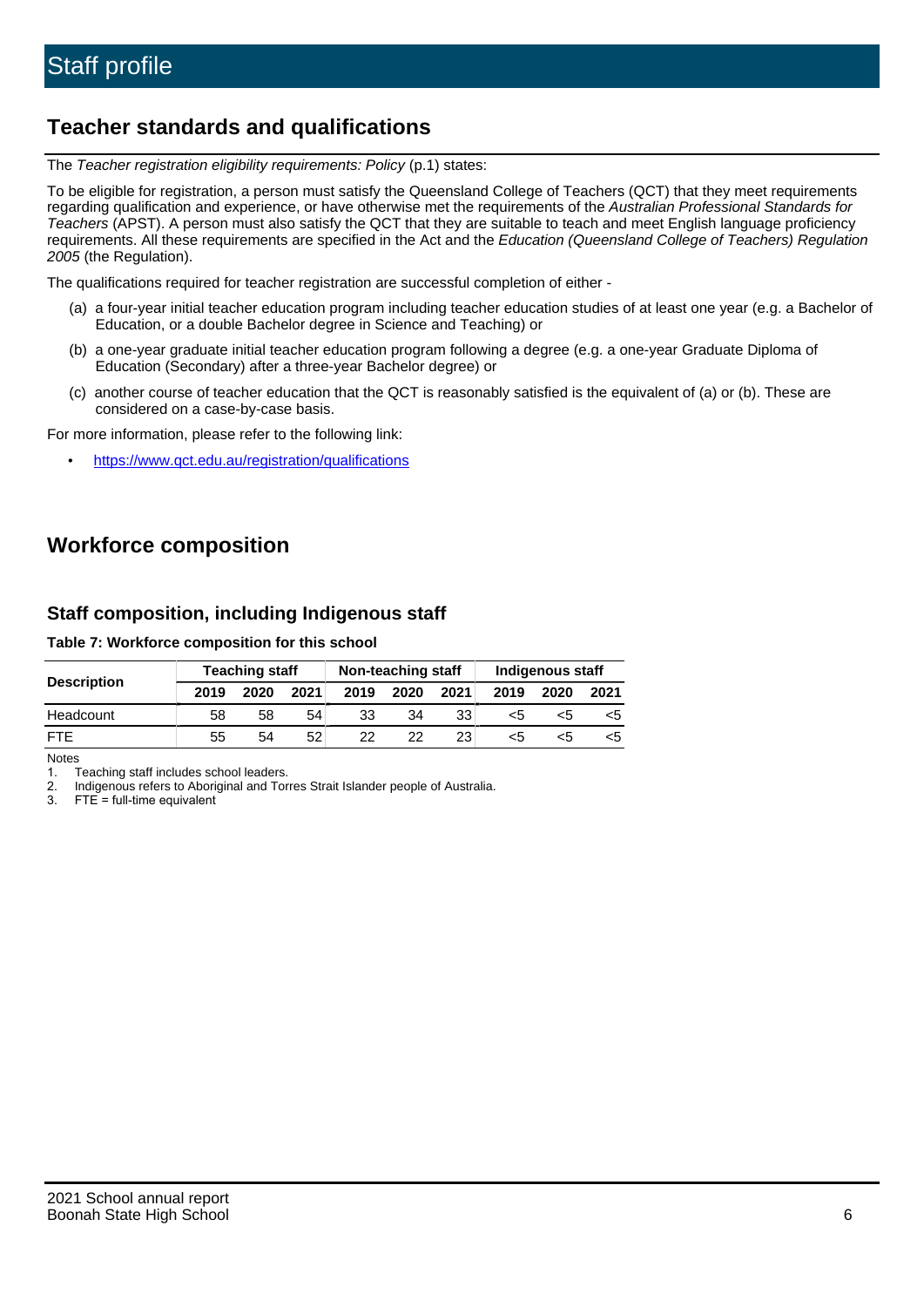# Staff profile

## Teacher standards and qualifications

The *Teacher registration eligibility requirements: Policy* (p.1) states:

To be eligible for registration, a person must satisfy the Queensland College of Teachers (QCT) that they meet requirements regarding qualification and experience, or have otherwise met the requirements of the *Australian Professional Standards for Teachers* (APST). A person must also satisfy the QCT that they are suitable to teach and meet English language proficiency requirements. All these requirements are specified in the Act and the *Education (Queensland College of Teachers) Regulation 2005* (the Regulation).

The qualifications required for teacher registration are successful completion of either -

(a) a four-year initial teacher education program including teacher education studies of at least one year (e.g. a Bachelor of Education, or a double Bachelor degree in Science and Teaching) or

(b) a one-year graduate initial teacher education program following a degree (e.g. a one-year Graduate Diploma of Education (Secondary) after a three-year Bachelor degree) or

(c) another course of teacher education that the QCT is reasonably satisfied is the equivalent of (a) or (b). These are considered on a case-by-case basis.

For more information, please refer to the following link:

- https://www.qct.edu.au/registration/qualifications

## Workforce composition

### Staff composition, including Indigenous staff

**Table 7: Workforce composition for this school**

| Description | Teaching staff | | | Non-teaching staff | | | Indigenous staff | | |
|---|---|---|---|---|---|---|---|---|---|
| | 2019 | 2020 | 2021 | 2019 | 2020 | 2021 | 2019 | 2020 | 2021 |
| Headcount | 58 | 58 | 54 | 33 | 34 | 33 | <5 | <5 | <5 |
| FTE | 55 | 54 | 52 | 22 | 22 | 23 | <5 | <5 | <5 |

Notes

1. Teaching staff includes school leaders.
2. Indigenous refers to Aboriginal and Torres Strait Islander people of Australia.
3. FTE = full-time equivalent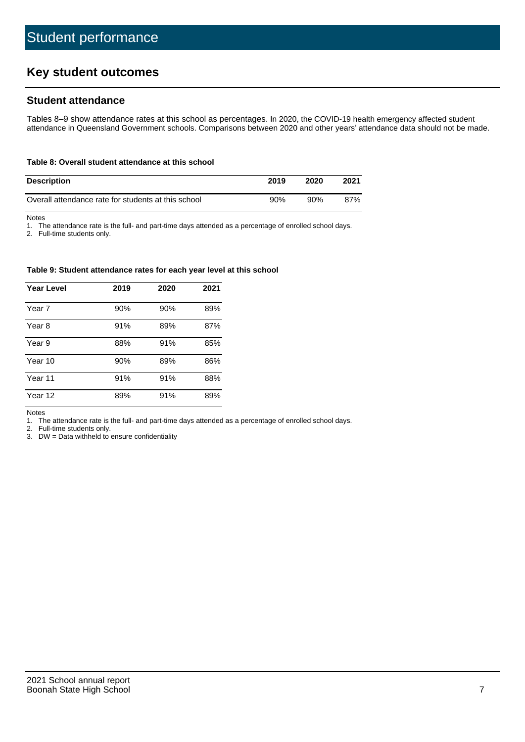# Student performance

## Key student outcomes

### Student attendance

Tables 8–9 show attendance rates at this school as percentages. In 2020, the COVID-19 health emergency affected student attendance in Queensland Government schools. Comparisons between 2020 and other years' attendance data should not be made.

**Table 8: Overall student attendance at this school**

| Description | 2019 | 2020 | 2021 |
|---|---|---|---|
| Overall attendance rate for students at this school | 90% | 90% | 87% |

Notes

1. The attendance rate is the full- and part-time days attended as a percentage of enrolled school days.
2. Full-time students only.

**Table 9: Student attendance rates for each year level at this school**

| Year Level | 2019 | 2020 | 2021 |
|---|---|---|---|
| Year 7 | 90% | 90% | 89% |
| Year 8 | 91% | 89% | 87% |
| Year 9 | 88% | 91% | 85% |
| Year 10 | 90% | 89% | 86% |
| Year 11 | 91% | 91% | 88% |
| Year 12 | 89% | 91% | 89% |

Notes

1. The attendance rate is the full- and part-time days attended as a percentage of enrolled school days.
2. Full-time students only.
3. DW = Data withheld to ensure confidentiality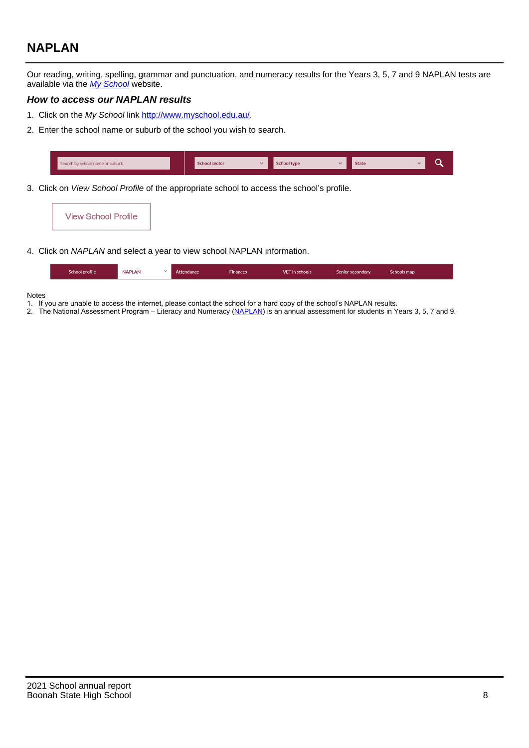## NAPLAN

Our reading, writing, spelling, grammar and punctuation, and numeracy results for the Years 3, 5, 7 and 9 NAPLAN tests are available via the *[My School](http://www.myschool.edu.au/)* website.

### *How to access our NAPLAN results*

1. Click on the *My School* link [http://www.myschool.edu.au/](http://www.myschool.edu.au/).
2. Enter the school name or suburb of the school you wish to search.

Search by school name or suburb | School sector | School type | State

3. Click on *View School Profile* of the appropriate school to access the school's profile.

View School Profile

4. Click on *NAPLAN* and select a year to view school NAPLAN information.

School profile | NAPLAN | Attendance | Finances | VET in schools | Senior secondary | Schools map

Notes
1. If you are unable to access the internet, please contact the school for a hard copy of the school's NAPLAN results.
2. The National Assessment Program – Literacy and Numeracy (NAPLAN) is an annual assessment for students in Years 3, 5, 7 and 9.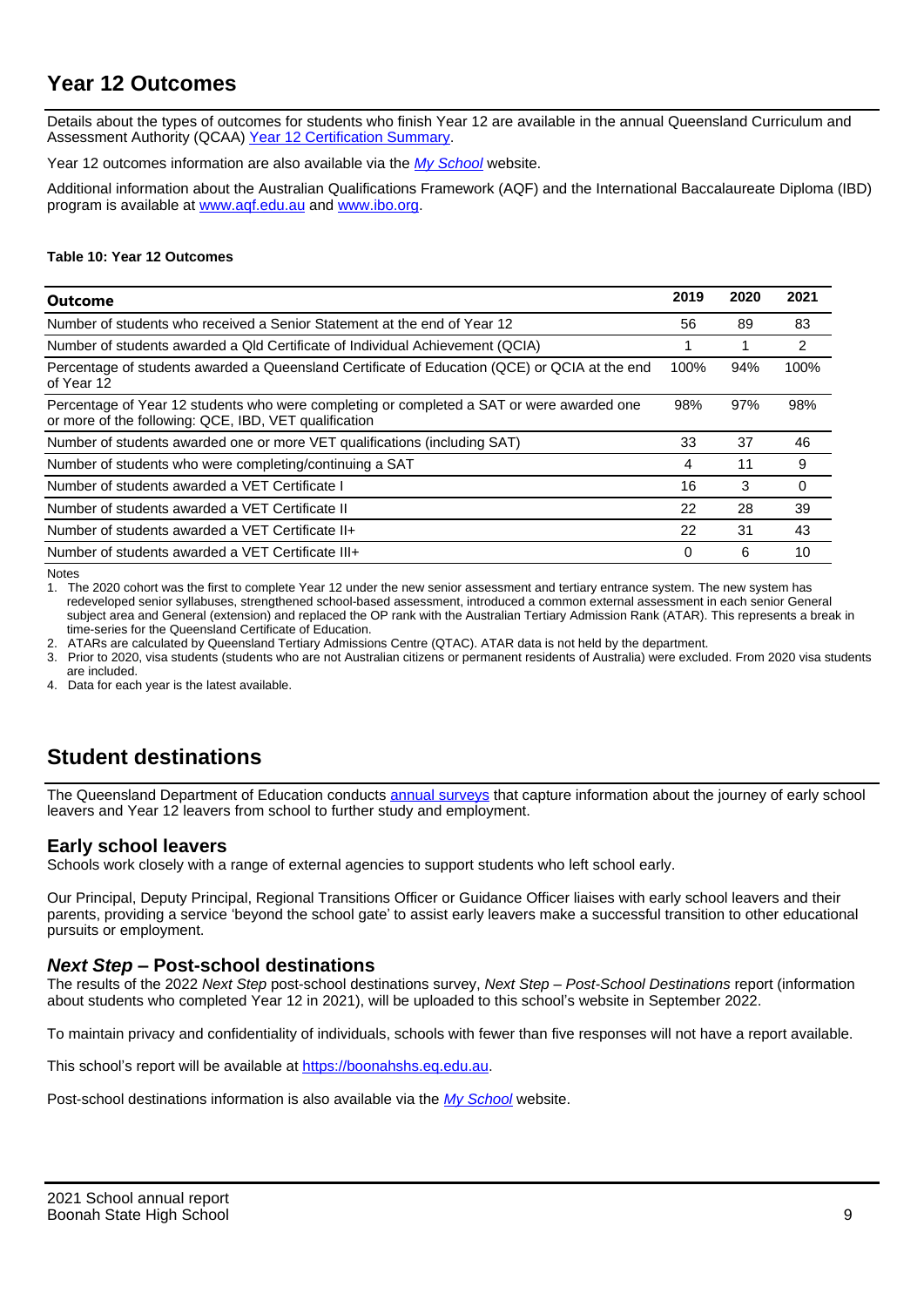## Year 12 Outcomes

Details about the types of outcomes for students who finish Year 12 are available in the annual Queensland Curriculum and Assessment Authority (QCAA) Year 12 Certification Summary.

Year 12 outcomes information are also available via the *My School* website.

Additional information about the Australian Qualifications Framework (AQF) and the International Baccalaureate Diploma (IBD) program is available at www.aqf.edu.au and www.ibo.org.

**Table 10: Year 12 Outcomes**

| Outcome | 2019 | 2020 | 2021 |
|---|---|---|---|
| Number of students who received a Senior Statement at the end of Year 12 | 56 | 89 | 83 |
| Number of students awarded a Qld Certificate of Individual Achievement (QCIA) | 1 | 1 | 2 |
| Percentage of students awarded a Queensland Certificate of Education (QCE) or QCIA at the end of Year 12 | 100% | 94% | 100% |
| Percentage of Year 12 students who were completing or completed a SAT or were awarded one or more of the following: QCE, IBD, VET qualification | 98% | 97% | 98% |
| Number of students awarded one or more VET qualifications (including SAT) | 33 | 37 | 46 |
| Number of students who were completing/continuing a SAT | 4 | 11 | 9 |
| Number of students awarded a VET Certificate I | 16 | 3 | 0 |
| Number of students awarded a VET Certificate II | 22 | 28 | 39 |
| Number of students awarded a VET Certificate II+ | 22 | 31 | 43 |
| Number of students awarded a VET Certificate III+ | 0 | 6 | 10 |

Notes

1. The 2020 cohort was the first to complete Year 12 under the new senior assessment and tertiary entrance system. The new system has redeveloped senior syllabuses, strengthened school-based assessment, introduced a common external assessment in each senior General subject area and General (extension) and replaced the OP rank with the Australian Tertiary Admission Rank (ATAR). This represents a break in time-series for the Queensland Certificate of Education.
2. ATARs are calculated by Queensland Tertiary Admissions Centre (QTAC). ATAR data is not held by the department.
3. Prior to 2020, visa students (students who are not Australian citizens or permanent residents of Australia) were excluded. From 2020 visa students are included.
4. Data for each year is the latest available.

## Student destinations

The Queensland Department of Education conducts annual surveys that capture information about the journey of early school leavers and Year 12 leavers from school to further study and employment.

### Early school leavers

Schools work closely with a range of external agencies to support students who left school early.

Our Principal, Deputy Principal, Regional Transitions Officer or Guidance Officer liaises with early school leavers and their parents, providing a service 'beyond the school gate' to assist early leavers make a successful transition to other educational pursuits or employment.

### *Next Step* – Post-school destinations

The results of the 2022 *Next Step* post-school destinations survey, *Next Step – Post-School Destinations* report (information about students who completed Year 12 in 2021), will be uploaded to this school's website in September 2022.

To maintain privacy and confidentiality of individuals, schools with fewer than five responses will not have a report available.

This school's report will be available at https://boonahshs.eq.edu.au.

Post-school destinations information is also available via the *My School* website.